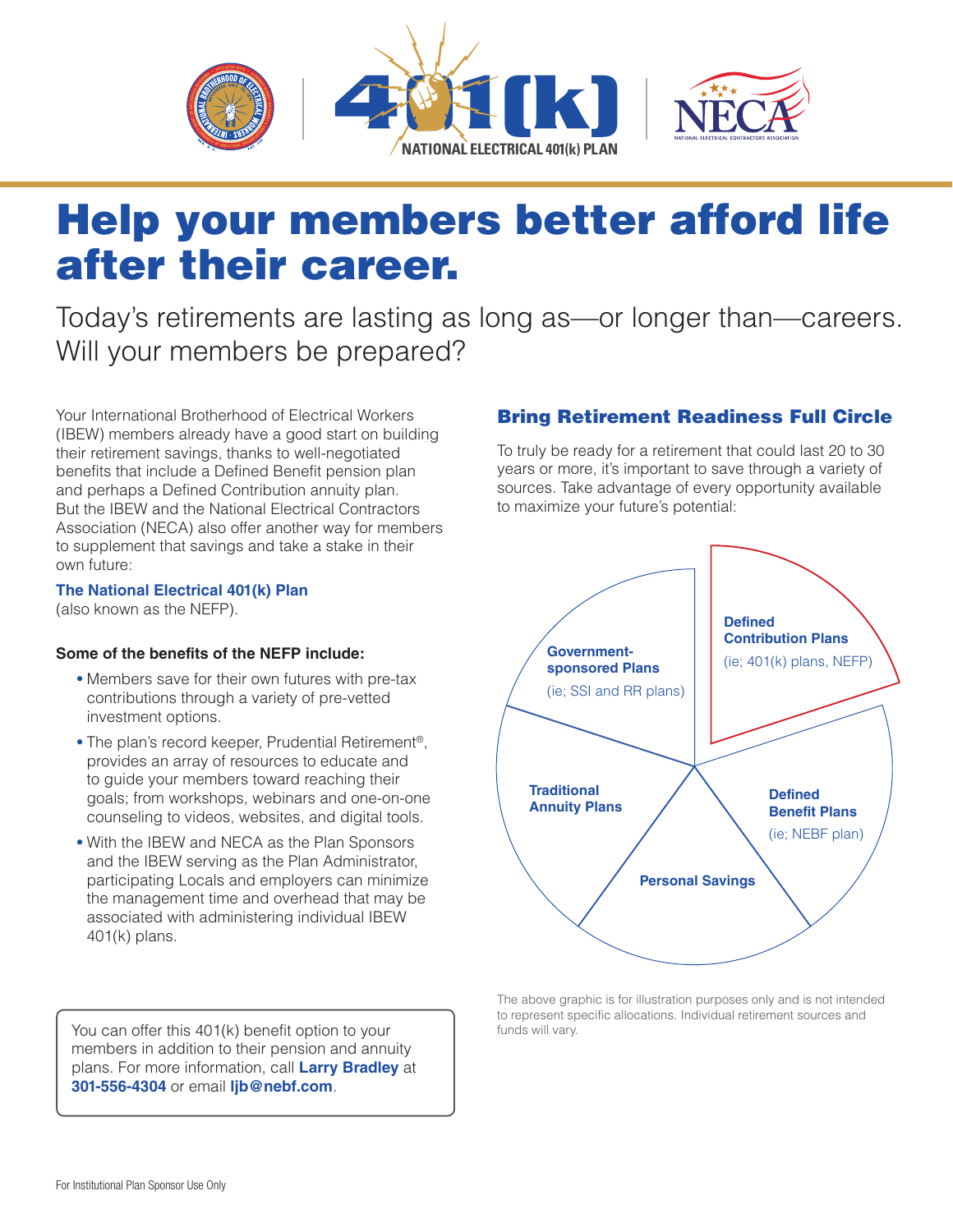NATIONAL ELECTRICAL 401(k) PLAN

# Help your members better afford life after their career.

Today's retirements are lasting as long as—or longer than—careers. Will your members be prepared?

Your International Brotherhood of Electrical Workers (IBEW) members already have a good start on building their retirement savings, thanks to well-negotiated benefits that include a Defined Benefit pension plan and perhaps a Defined Contribution annuity plan. But the IBEW and the National Electrical Contractors Association (NECA) also offer another way for members to supplement that savings and take a stake in their own future:

**The National Electrical 401(k) Plan**
(also known as the NEFP).

**Some of the benefits of the NEFP include:**

- Members save for their own futures with pre-tax contributions through a variety of pre-vetted investment options.
- The plan's record keeper, Prudential Retirement®, provides an array of resources to educate and to guide your members toward reaching their goals; from workshops, webinars and one-on-one counseling to videos, websites, and digital tools.
- With the IBEW and NECA as the Plan Sponsors and the IBEW serving as the Plan Administrator, participating Locals and employers can minimize the management time and overhead that may be associated with administering individual IBEW 401(k) plans.

You can offer this 401(k) benefit option to your members in addition to their pension and annuity plans. For more information, call **Larry Bradley** at **301-556-4304** or email **ljb@nebf.com**.

## Bring Retirement Readiness Full Circle

To truly be ready for a retirement that could last 20 to 30 years or more, it's important to save through a variety of sources. Take advantage of every opportunity available to maximize your future's potential:

- **Defined Contribution Plans** (ie; 401(k) plans, NEFP)
- **Defined Benefit Plans** (ie; NEBF plan)
- **Personal Savings**
- **Traditional Annuity Plans**
- **Government-sponsored Plans** (ie; SSI and RR plans)

The above graphic is for illustration purposes only and is not intended to represent specific allocations. Individual retirement sources and funds will vary.

For Institutional Plan Sponsor Use Only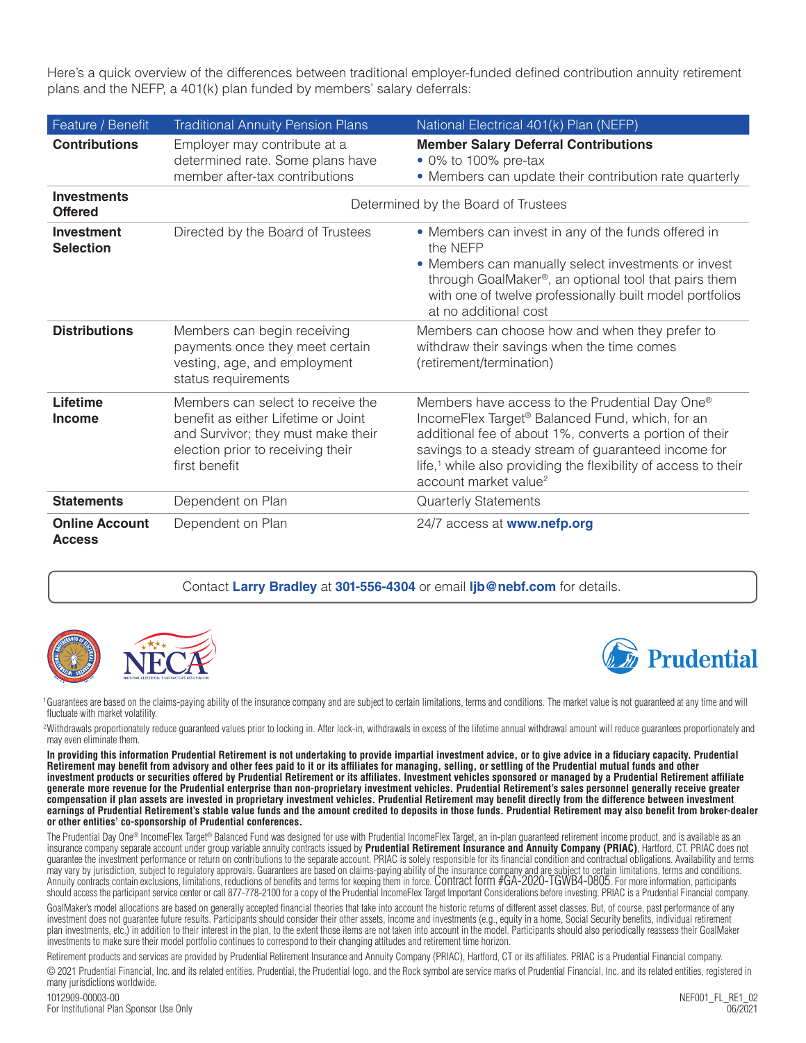Here's a quick overview of the differences between traditional employer-funded defined contribution annuity retirement plans and the NEFP, a 401(k) plan funded by members' salary deferrals:

| Feature / Benefit | Traditional Annuity Pension Plans | National Electrical 401(k) Plan (NEFP) |
|---|---|---|
| **Contributions** | Employer may contribute at a determined rate. Some plans have member after-tax contributions | **Member Salary Deferral Contributions**<br>• 0% to 100% pre-tax<br>• Members can update their contribution rate quarterly |
| **Investments Offered** | Determined by the Board of Trustees | |
| **Investment Selection** | Directed by the Board of Trustees | • Members can invest in any of the funds offered in the NEFP<br>• Members can manually select investments or invest through GoalMaker®, an optional tool that pairs them with one of twelve professionally built model portfolios at no additional cost |
| **Distributions** | Members can begin receiving payments once they meet certain vesting, age, and employment status requirements | Members can choose how and when they prefer to withdraw their savings when the time comes (retirement/termination) |
| **Lifetime Income** | Members can select to receive the benefit as either Lifetime or Joint and Survivor; they must make their election prior to receiving their first benefit | Members have access to the Prudential Day One® IncomeFlex Target® Balanced Fund, which, for an additional fee of about 1%, converts a portion of their savings to a steady stream of guaranteed income for life,[1] while also providing the flexibility of access to their account market value[2] |
| **Statements** | Dependent on Plan | Quarterly Statements |
| **Online Account Access** | Dependent on Plan | 24/7 access at **www.nefp.org** |

Contact **Larry Bradley** at **301-556-4304** or email **ljb@nebf.com** for details.

Prudential

[1]Guarantees are based on the claims-paying ability of the insurance company and are subject to certain limitations, terms and conditions. The market value is not guaranteed at any time and will fluctuate with market volatility.

[2]Withdrawals proportionately reduce guaranteed values prior to locking in. After lock-in, withdrawals in excess of the lifetime annual withdrawal amount will reduce guarantees proportionately and may even eliminate them.

**In providing this information Prudential Retirement is not undertaking to provide impartial investment advice, or to give advice in a fiduciary capacity. Prudential Retirement may benefit from advisory and other fees paid to it or its affiliates for managing, selling, or settling of the Prudential mutual funds and other investment products or securities offered by Prudential Retirement or its affiliates. Investment vehicles sponsored or managed by a Prudential Retirement affiliate generate more revenue for the Prudential enterprise than non-proprietary investment vehicles. Prudential Retirement's sales personnel generally receive greater compensation if plan assets are invested in proprietary investment vehicles. Prudential Retirement may benefit directly from the difference between investment earnings of Prudential Retirement's stable value funds and the amount credited to deposits in those funds. Prudential Retirement may also benefit from broker-dealer or other entities' co-sponsorship of Prudential conferences.**

The Prudential Day One® IncomeFlex Target® Balanced Fund was designed for use with Prudential IncomeFlex Target, an in-plan guaranteed retirement income product, and is available as an insurance company separate account under group variable annuity contracts issued by **Prudential Retirement Insurance and Annuity Company (PRIAC)**, Hartford, CT. PRIAC does not guarantee the investment performance or return on contributions to the separate account. PRIAC is solely responsible for its financial condition and contractual obligations. Availability and terms may vary by jurisdiction, subject to regulatory approvals. Guarantees are based on claims-paying ability of the insurance company and are subject to certain limitations, terms and conditions. Annuity contracts contain exclusions, limitations, reductions of benefits and terms for keeping them in force. Contract form #GA-2020-TGWB4-0805. For more information, participants should access the participant service center or call 877-778-2100 for a copy of the Prudential IncomeFlex Target Important Considerations before investing. PRIAC is a Prudential Financial company.

GoalMaker's model allocations are based on generally accepted financial theories that take into account the historic returns of different asset classes. But, of course, past performance of any investment does not guarantee future results. Participants should consider their other assets, income and investments (e.g., equity in a home, Social Security benefits, individual retirement plan investments, etc.) in addition to their interest in the plan, to the extent those items are not taken into account in the model. Participants should also periodically reassess their GoalMaker investments to make sure their model portfolio continues to correspond to their changing attitudes and retirement time horizon.

Retirement products and services are provided by Prudential Retirement Insurance and Annuity Company (PRIAC), Hartford, CT or its affiliates. PRIAC is a Prudential Financial company.

© 2021 Prudential Financial, Inc. and its related entities. Prudential, the Prudential logo, and the Rock symbol are service marks of Prudential Financial, Inc. and its related entities, registered in many jurisdictions worldwide.

1012909-00003-00
For Institutional Plan Sponsor Use Only

NEF001_FL_RE1_02
06/2021